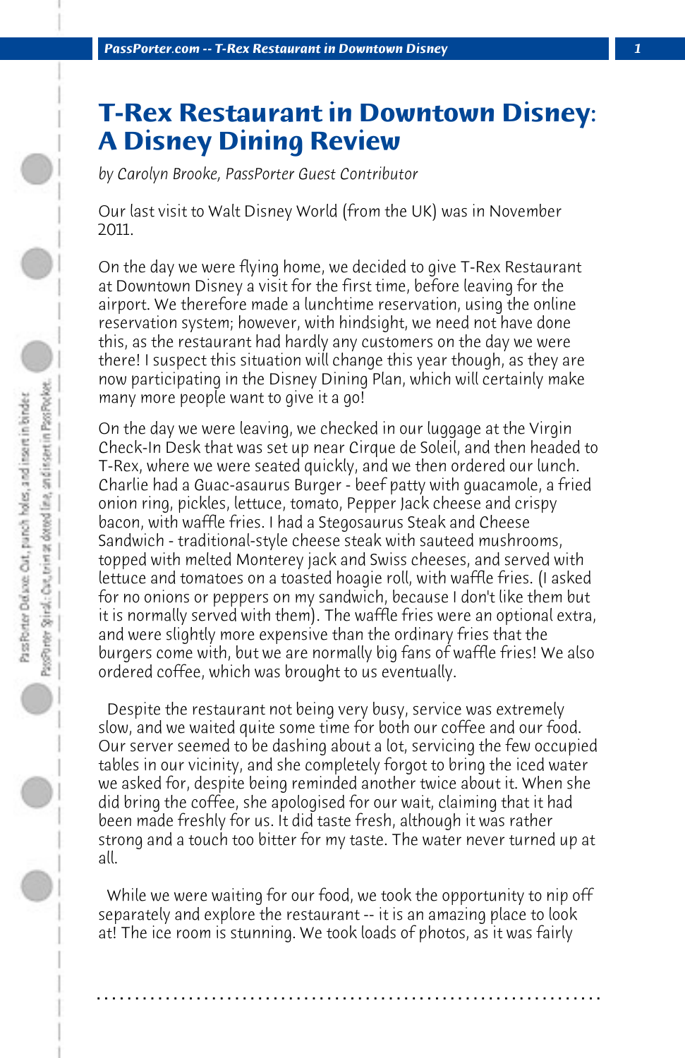# T-Rex Restaurant in Downtown Disney: A Disney Dining Review

*by Carolyn Brooke, PassPorter Guest Contributor*

Our last visit to Walt Disney World (from the UK) was in November 2011.

On the day we were flying home, we decided to give T-Rex Restaurant at Downtown Disney a visit for the first time, before leaving for the airport. We therefore made a lunchtime reservation, using the online reservation system; however, with hindsight, we need not have done this, as the restaurant had hardly any customers on the day we were there! I suspect this situation will change this year though, as they are now participating in the Disney Dining Plan, which will certainly make many more people want to give it a go!

On the day we were leaving, we checked in our luggage at the Virgin Check-In Desk that was set up near Cirque de Soleil, and then headed to T-Rex, where we were seated quickly, and we then ordered our lunch. Charlie had a Guac-asaurus Burger - beef patty with guacamole, a fried onion ring, pickles, lettuce, tomato, Pepper Jack cheese and crispy bacon, with waffle fries. I had a Stegosaurus Steak and Cheese Sandwich - traditional-style cheese steak with sauteed mushrooms, topped with melted Monterey jack and Swiss cheeses, and served with lettuce and tomatoes on a toasted hoagie roll, with waffle fries. (I asked for no onions or peppers on my sandwich, because I don't like them but it is normally served with them). The waffle fries were an optional extra, and were slightly more expensive than the ordinary fries that the burgers come with, but we are normally big fans of waffle fries! We also ordered coffee, which was brought to us eventually.

Despite the restaurant not being very busy, service was extremely slow, and we waited quite some time for both our coffee and our food. Our server seemed to be dashing about a lot, servicing the few occupied tables in our vicinity, and she completely forgot to bring the iced water we asked for, despite being reminded another twice about it. When she did bring the coffee, she apologised for our wait, claiming that it had been made freshly for us. It did taste fresh, although it was rather strong and a touch too bitter for my taste. The water never turned up at all.

While we were waiting for our food, we took the opportunity to nip off separately and explore the restaurant -- it is an amazing place to look at! The ice room is stunning. We took loads of photos, as it was fairly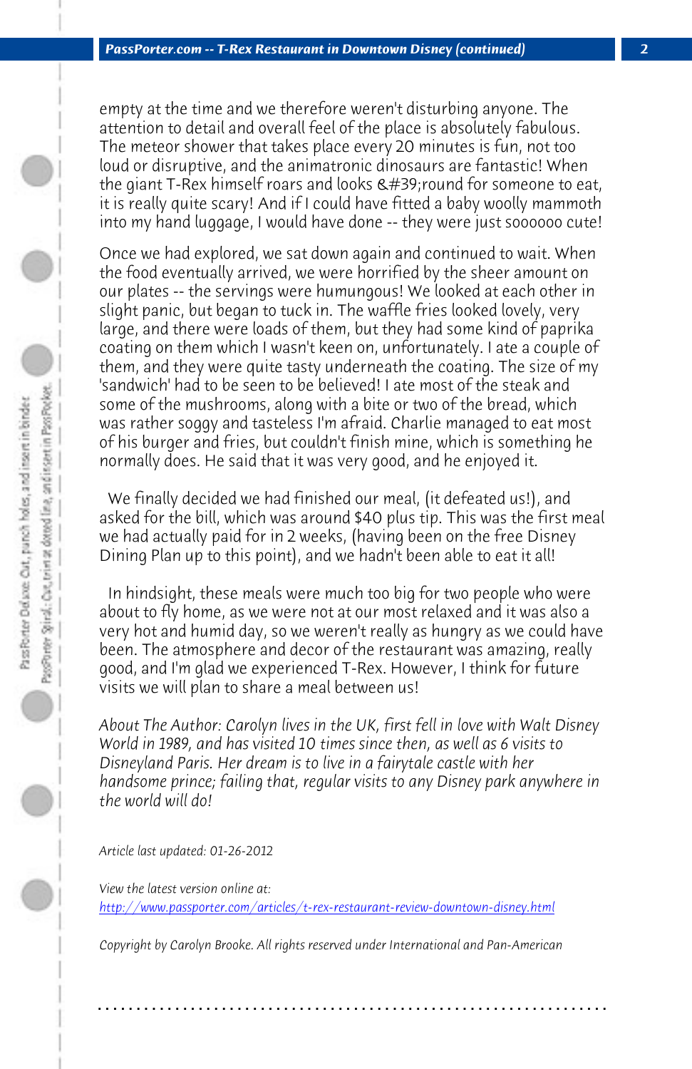empty at the time and we therefore weren't disturbing anyone. The attention to detail and overall feel of the place is absolutely fabulous. The meteor shower that takes place every 20 minutes is fun, not too loud or disruptive, and the animatronic dinosaurs are fantastic! When the giant T-Rex himself roars and looks &#39;round for someone to eat, it is really quite scary! And if I could have fitted a baby woolly mammoth into my hand luggage, I would have done -- they were just soooooo cute!

Once we had explored, we sat down again and continued to wait. When the food eventually arrived, we were horrified by the sheer amount on our plates -- the servings were humungous! We looked at each other in slight panic, but began to tuck in. The waffle fries looked lovely, very large, and there were loads of them, but they had some kind of paprika coating on them which I wasn't keen on, unfortunately. I ate a couple of them, and they were quite tasty underneath the coating. The size of my 'sandwich' had to be seen to be believed! I ate most of the steak and some of the mushrooms, along with a bite or two of the bread, which was rather soggy and tasteless I'm afraid. Charlie managed to eat most of his burger and fries, but couldn't finish mine, which is something he normally does. He said that it was very good, and he enjoyed it.

We finally decided we had finished our meal, (it defeated us!), and asked for the bill, which was around $40 plus tip. This was the first meal we had actually paid for in 2 weeks, (having been on the free Disney Dining Plan up to this point), and we hadn't been able to eat it all!

In hindsight, these meals were much too big for two people who were about to fly home, as we were not at our most relaxed and it was also a very hot and humid day, so we weren't really as hungry as we could have been. The atmosphere and decor of the restaurant was amazing, really good, and I'm glad we experienced T-Rex. However, I think for future visits we will plan to share a meal between us!

*About The Author: Carolyn lives in the UK, first fell in love with Walt Disney World in 1989, and has visited 10 times since then, as well as 6 visits to Disneyland Paris. Her dream is to live in a fairytale castle with her handsome prince; failing that, regular visits to any Disney park anywhere in the world will do!*

*Article last updated: 01-26-2012*

*View the latest version online at:*
*http://www.passporter.com/articles/t-rex-restaurant-review-downtown-disney.html*

*Copyright by Carolyn Brooke. All rights reserved under International and Pan-American*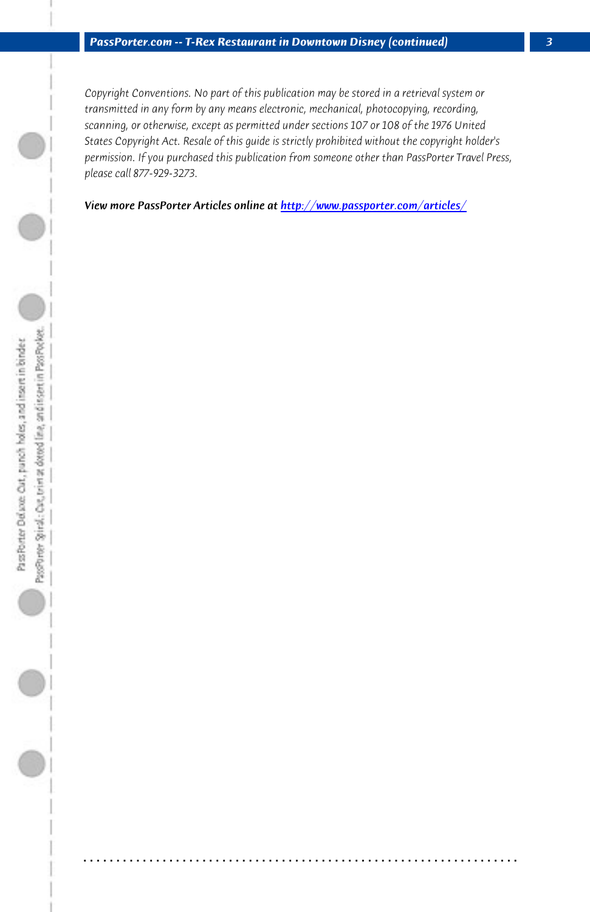*Copyright Conventions. No part of this publication may be stored in a retrieval system or transmitted in any form by any means electronic, mechanical, photocopying, recording, scanning, or otherwise, except as permitted under sections 107 or 108 of the 1976 United States Copyright Act. Resale of this guide is strictly prohibited without the copyright holder's permission. If you purchased this publication from someone other than PassPorter Travel Press, please call 877-929-3273.*

***View more PassPorter Articles online at [http://www.passporter.com/articles/](http://www.passporter.com/articles/)***